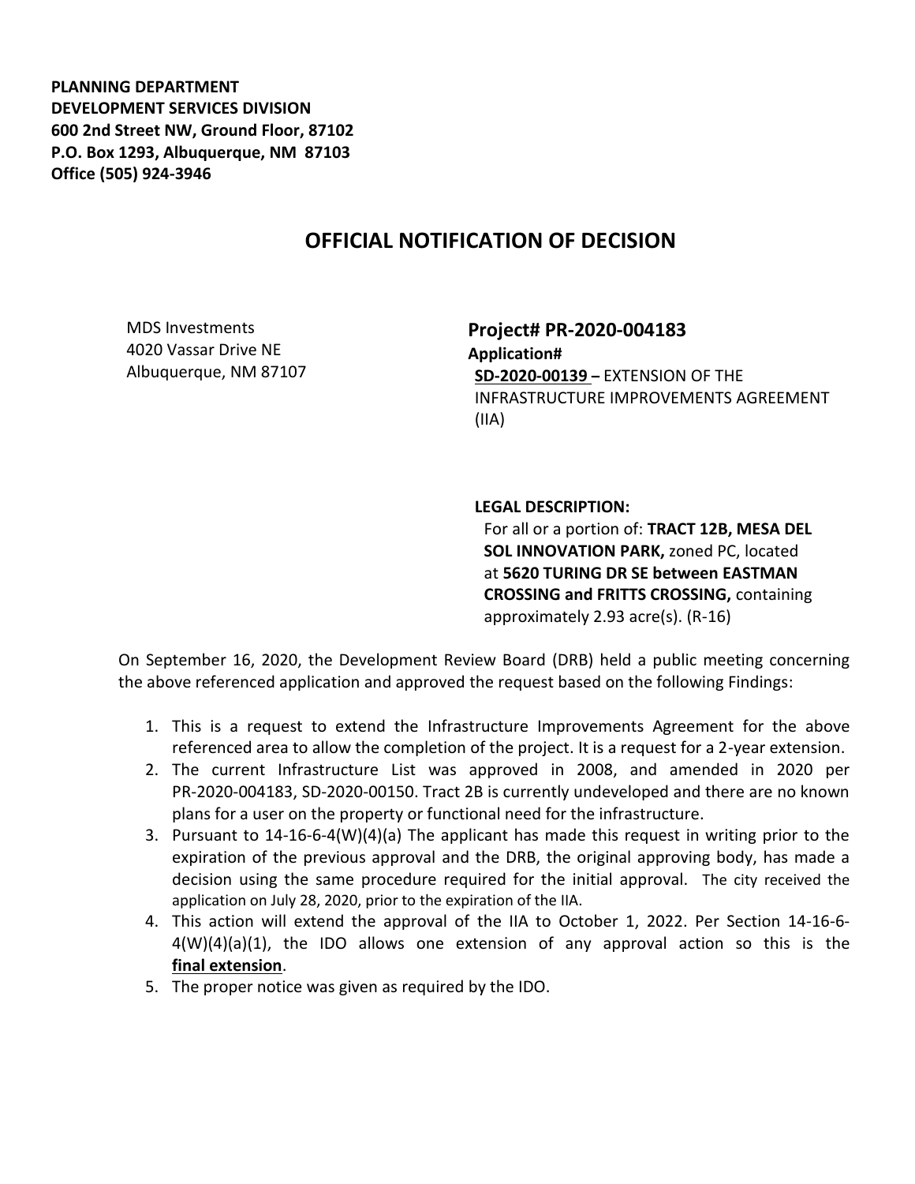**PLANNING DEPARTMENT**
**DEVELOPMENT SERVICES DIVISION**
**600 2nd Street NW, Ground Floor, 87102**
**P.O. Box 1293, Albuquerque, NM 87103**
**Office (505) 924-3946**

# OFFICIAL NOTIFICATION OF DECISION

MDS Investments
4020 Vassar Drive NE
Albuquerque, NM 87107

**Project# PR-2020-004183**
**Application#**
**SD-2020-00139 –** EXTENSION OF THE INFRASTRUCTURE IMPROVEMENTS AGREEMENT (IIA)

**LEGAL DESCRIPTION:**
For all or a portion of: **TRACT 12B, MESA DEL SOL INNOVATION PARK,** zoned PC, located at **5620 TURING DR SE between EASTMAN CROSSING and FRITTS CROSSING,** containing approximately 2.93 acre(s). (R-16)

On September 16, 2020, the Development Review Board (DRB) held a public meeting concerning the above referenced application and approved the request based on the following Findings:

1. This is a request to extend the Infrastructure Improvements Agreement for the above referenced area to allow the completion of the project. It is a request for a 2-year extension.
2. The current Infrastructure List was approved in 2008, and amended in 2020 per PR-2020-004183, SD-2020-00150. Tract 2B is currently undeveloped and there are no known plans for a user on the property or functional need for the infrastructure.
3. Pursuant to 14-16-6-4(W)(4)(a) The applicant has made this request in writing prior to the expiration of the previous approval and the DRB, the original approving body, has made a decision using the same procedure required for the initial approval. The city received the application on July 28, 2020, prior to the expiration of the IIA.
4. This action will extend the approval of the IIA to October 1, 2022. Per Section 14-16-6-4(W)(4)(a)(1), the IDO allows one extension of any approval action so this is the **final extension**.
5. The proper notice was given as required by the IDO.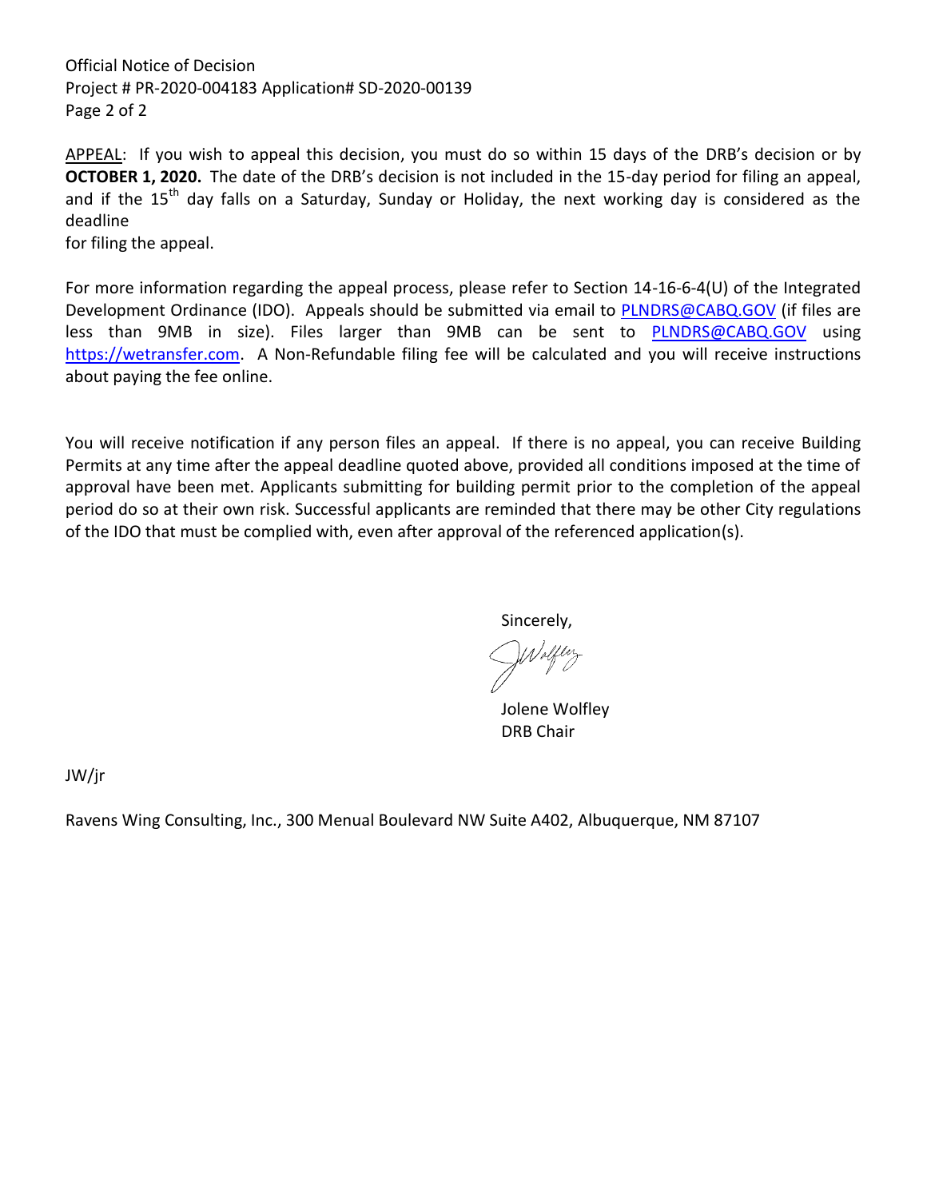Official Notice of Decision
Project # PR-2020-004183 Application# SD-2020-00139

APPEAL: If you wish to appeal this decision, you must do so within 15 days of the DRB's decision or by **OCTOBER 1, 2020.** The date of the DRB's decision is not included in the 15-day period for filing an appeal, and if the 15th day falls on a Saturday, Sunday or Holiday, the next working day is considered as the deadline
for filing the appeal.

For more information regarding the appeal process, please refer to Section 14-16-6-4(U) of the Integrated Development Ordinance (IDO). Appeals should be submitted via email to PLNDRS@CABQ.GOV (if files are less than 9MB in size). Files larger than 9MB can be sent to PLNDRS@CABQ.GOV using https://wetransfer.com. A Non-Refundable filing fee will be calculated and you will receive instructions about paying the fee online.

You will receive notification if any person files an appeal. If there is no appeal, you can receive Building Permits at any time after the appeal deadline quoted above, provided all conditions imposed at the time of approval have been met. Applicants submitting for building permit prior to the completion of the appeal period do so at their own risk. Successful applicants are reminded that there may be other City regulations of the IDO that must be complied with, even after approval of the referenced application(s).

Sincerely,

Jolene Wolfley
DRB Chair

JW/jr

Ravens Wing Consulting, Inc., 300 Menual Boulevard NW Suite A402, Albuquerque, NM 87107